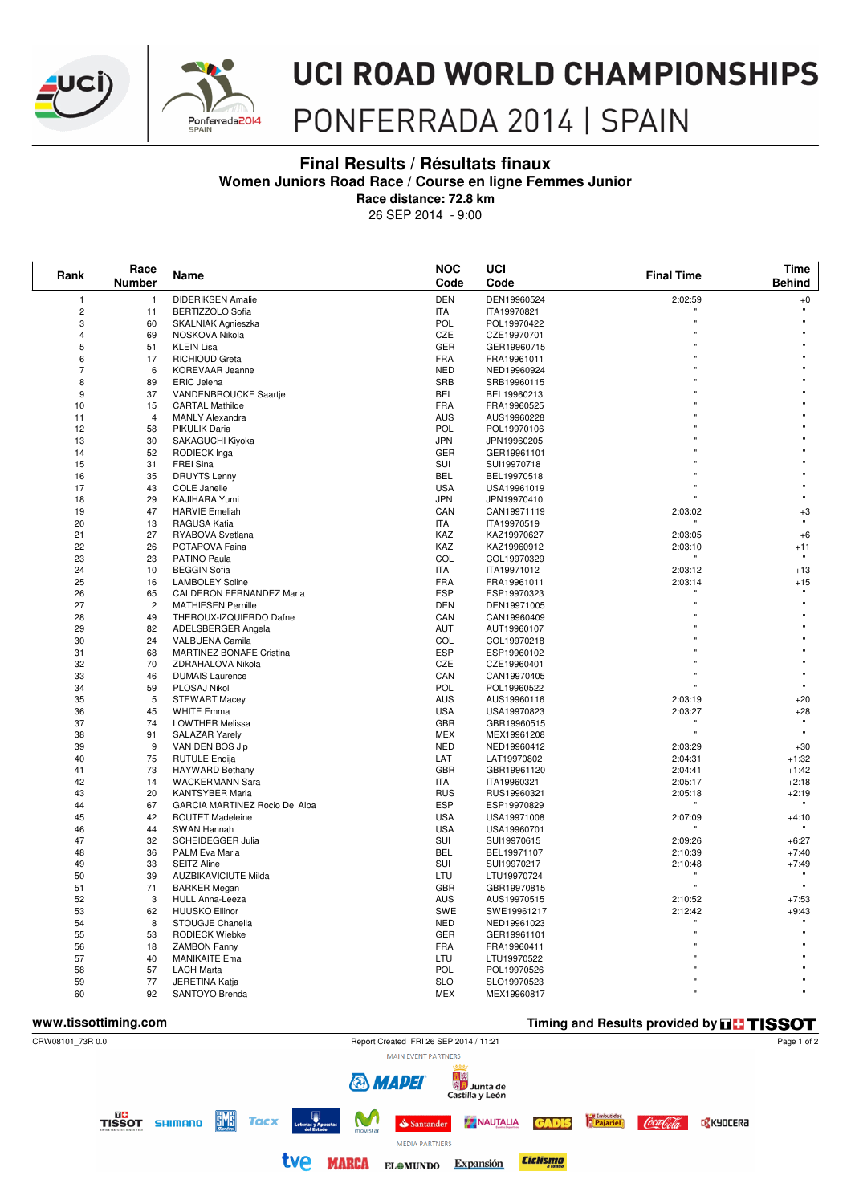# UCI ROAD WORLD CHAMPIONSHIPS

PONFERRADA 2014 | SPAIN

## Final Results / Résultats finaux

### Women Juniors Road Race / Course en ligne Femmes Junior

**Race distance: 72.8 km**

26 SEP 2014 - 9:00

| Rank | Race Number | Name | NOC Code | UCI Code | Final Time | Time Behind |
|---|---|---|---|---|---|---|
| 1 | 1 | DIDERIKSEN Amalie | DEN | DEN19960524 | 2:02:59 | +0 |
| 2 | 11 | BERTIZZOLO Sofia | ITA | ITA19970821 | " | " |
| 3 | 60 | SKALNIAK Agnieszka | POL | POL19970422 | " | " |
| 4 | 69 | NOSKOVA Nikola | CZE | CZE19970701 | " | " |
| 5 | 51 | KLEIN Lisa | GER | GER19960715 | " | " |
| 6 | 17 | RICHIOUD Greta | FRA | FRA19961011 | " | " |
| 7 | 6 | KOREVAAR Jeanne | NED | NED19960924 | " | " |
| 8 | 89 | ERIC Jelena | SRB | SRB19960115 | " | " |
| 9 | 37 | VANDENBROUCKE Saartje | BEL | BEL19960213 | " | " |
| 10 | 15 | CARTAL Mathilde | FRA | FRA19960525 | " | " |
| 11 | 4 | MANLY Alexandra | AUS | AUS19960228 | " | " |
| 12 | 58 | PIKULIK Daria | POL | POL19970106 | " | " |
| 13 | 30 | SAKAGUCHI Kiyoka | JPN | JPN19960205 | " | " |
| 14 | 52 | RODIECK Inga | GER | GER19961101 | " | " |
| 15 | 31 | FREI Sina | SUI | SUI19970718 | " | " |
| 16 | 35 | DRUYTS Lenny | BEL | BEL19970518 | " | " |
| 17 | 43 | COLE Janelle | USA | USA19961019 | " | " |
| 18 | 29 | KAJIHARA Yumi | JPN | JPN19970410 | " | " |
| 19 | 47 | HARVIE Emeliah | CAN | CAN19971119 | 2:03:02 | +3 |
| 20 | 13 | RAGUSA Katia | ITA | ITA19970519 | " | " |
| 21 | 27 | RYABOVA Svetlana | KAZ | KAZ19970627 | 2:03:05 | +6 |
| 22 | 26 | POTAPOVA Faina | KAZ | KAZ19960912 | 2:03:10 | +11 |
| 23 | 23 | PATINO Paula | COL | COL19970329 | " | " |
| 24 | 10 | BEGGIN Sofia | ITA | ITA19971012 | 2:03:12 | +13 |
| 25 | 16 | LAMBOLEY Soline | FRA | FRA19961011 | 2:03:14 | +15 |
| 26 | 65 | CALDERON FERNANDEZ Maria | ESP | ESP19970323 | " | " |
| 27 | 2 | MATHIESEN Pernille | DEN | DEN19971005 | " | " |
| 28 | 49 | THEROUX-IZQUIERDO Dafne | CAN | CAN19960409 | " | " |
| 29 | 82 | ADELSBERGER Angela | AUT | AUT19960107 | " | " |
| 30 | 24 | VALBUENA Camila | COL | COL19970218 | " | " |
| 31 | 68 | MARTINEZ BONAFE Cristina | ESP | ESP19960102 | " | " |
| 32 | 70 | ZDRAHALOVA Nikola | CZE | CZE19960401 | " | " |
| 33 | 46 | DUMAIS Laurence | CAN | CAN19970405 | " | " |
| 34 | 59 | PLOSAJ Nikol | POL | POL19960522 | " | " |
| 35 | 5 | STEWART Macey | AUS | AUS19960116 | 2:03:19 | +20 |
| 36 | 45 | WHITE Emma | USA | USA19970823 | 2:03:27 | +28 |
| 37 | 74 | LOWTHER Melissa | GBR | GBR19960515 | " | " |
| 38 | 91 | SALAZAR Yarely | MEX | MEX19961208 | " | " |
| 39 | 9 | VAN DEN BOS Jip | NED | NED19960412 | 2:03:29 | +30 |
| 40 | 75 | RUTULE Endija | LAT | LAT19970802 | 2:04:31 | +1:32 |
| 41 | 73 | HAYWARD Bethany | GBR | GBR19961120 | 2:04:41 | +1:42 |
| 42 | 14 | WACKERMANN Sara | ITA | ITA19960321 | 2:05:17 | +2:18 |
| 43 | 20 | KANTSYBER Maria | RUS | RUS19960321 | 2:05:18 | +2:19 |
| 44 | 67 | GARCIA MARTINEZ Rocio Del Alba | ESP | ESP19970829 | " | " |
| 45 | 42 | BOUTET Madeleine | USA | USA19971008 | 2:07:09 | +4:10 |
| 46 | 44 | SWAN Hannah | USA | USA19960701 | " | " |
| 47 | 32 | SCHEIDEGGER Julia | SUI | SUI19970615 | 2:09:26 | +6:27 |
| 48 | 36 | PALM Eva Maria | BEL | BEL19971107 | 2:10:39 | +7:40 |
| 49 | 33 | SEITZ Aline | SUI | SUI19970217 | 2:10:48 | +7:49 |
| 50 | 39 | AUZBIKAVICIUTE Milda | LTU | LTU19970724 | " | " |
| 51 | 71 | BARKER Megan | GBR | GBR19970815 | " | " |
| 52 | 3 | HULL Anna-Leeza | AUS | AUS19970515 | 2:10:52 | +7:53 |
| 53 | 62 | HUUSKO Ellinor | SWE | SWE19961217 | 2:12:42 | +9:43 |
| 54 | 8 | STOUGJE Chanella | NED | NED19961023 | " | " |
| 55 | 53 | RODIECK Wiebke | GER | GER19961101 | " | " |
| 56 | 18 | ZAMBON Fanny | FRA | FRA19960411 | " | " |
| 57 | 40 | MANIKAITE Ema | LTU | LTU19970522 | " | " |
| 58 | 57 | LACH Marta | POL | POL19970526 | " | " |
| 59 | 77 | JERETINA Katja | SLO | SLO19970523 | " | " |
| 60 | 92 | SANTOYO Brenda | MEX | MEX19960817 | " | " |

www.tissottiming.com — Timing and Results provided by TISSOT

CRW08101_73R 0.0 — Report Created FRI 26 SEP 2014 / 11:21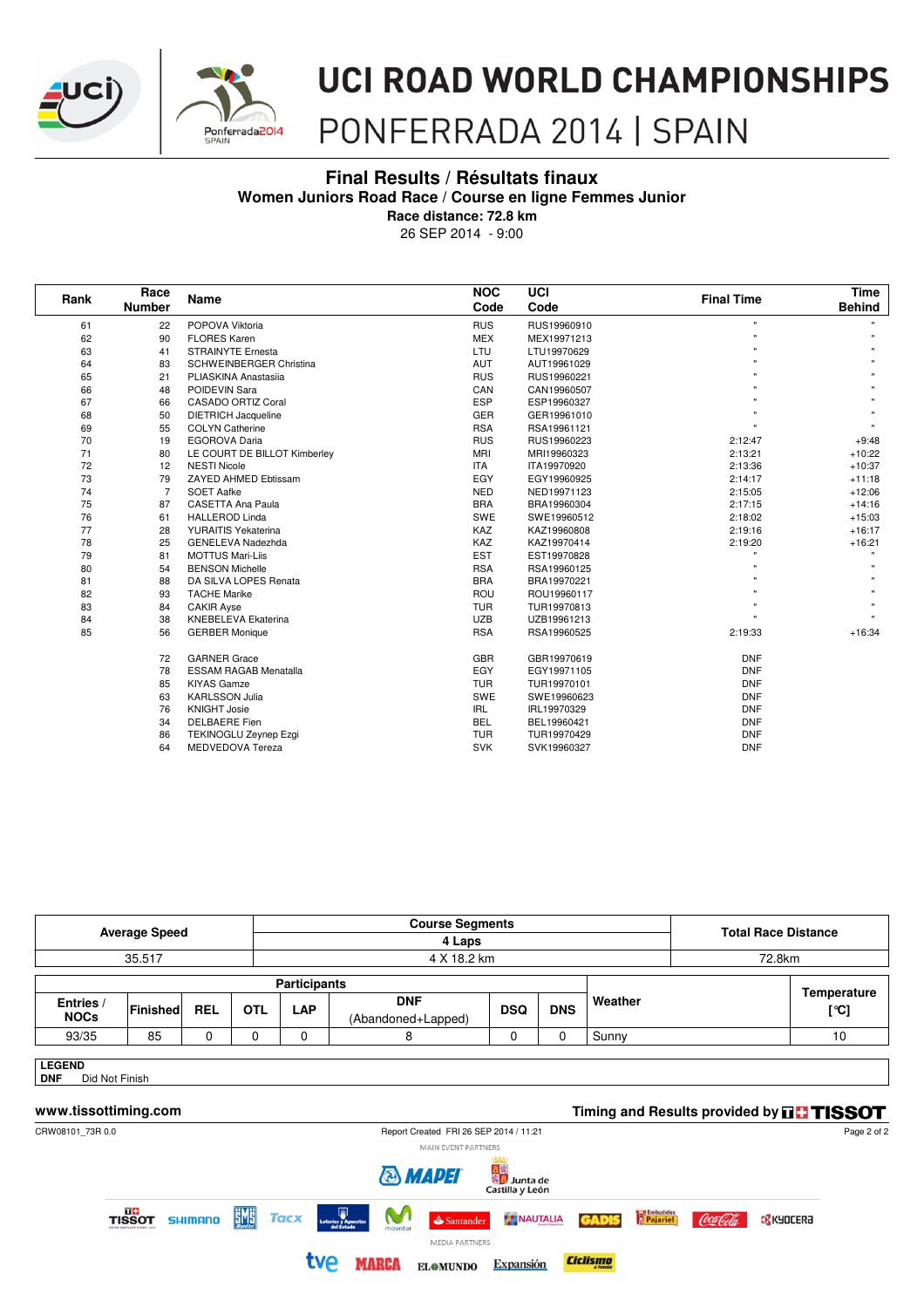# UCI ROAD WORLD CHAMPIONSHIPS

PONFERRADA 2014 | SPAIN

## Final Results / Résultats finaux

**Women Juniors Road Race / Course en ligne Femmes Junior**

**Race distance: 72.8 km**

26 SEP 2014 - 9:00

| Rank | Race Number | Name | NOC Code | UCI Code | Final Time | Time Behind |
|---|---|---|---|---|---|---|
| 61 | 22 | POPOVA Viktoria | RUS | RUS19960910 | " | " |
| 62 | 90 | FLORES Karen | MEX | MEX19971213 | " | " |
| 63 | 41 | STRAINYTE Ernesta | LTU | LTU19970629 | " | " |
| 64 | 83 | SCHWEINBERGER Christina | AUT | AUT19961029 | " | " |
| 65 | 21 | PLIASKINA Anastasiia | RUS | RUS19960221 | " | " |
| 66 | 48 | POIDEVIN Sara | CAN | CAN19960507 | " | " |
| 67 | 66 | CASADO ORTIZ Coral | ESP | ESP19960327 | " | " |
| 68 | 50 | DIETRICH Jacqueline | GER | GER19961010 | " | " |
| 69 | 55 | COLYN Catherine | RSA | RSA19961121 | " | " |
| 70 | 19 | EGOROVA Daria | RUS | RUS19960223 | 2:12:47 | +9:48 |
| 71 | 80 | LE COURT DE BILLOT Kimberley | MRI | MRI19960323 | 2:13:21 | +10:22 |
| 72 | 12 | NESTI Nicole | ITA | ITA19970920 | 2:13:36 | +10:37 |
| 73 | 79 | ZAYED AHMED Ebtissam | EGY | EGY19960925 | 2:14:17 | +11:18 |
| 74 | 7 | SOET Aafke | NED | NED19971123 | 2:15:05 | +12:06 |
| 75 | 87 | CASETTA Ana Paula | BRA | BRA19960304 | 2:17:15 | +14:16 |
| 76 | 61 | HALLEROD Linda | SWE | SWE19960512 | 2:18:02 | +15:03 |
| 77 | 28 | YURAITIS Yekaterina | KAZ | KAZ19960808 | 2:19:16 | +16:17 |
| 78 | 25 | GENELEVA Nadezhda | KAZ | KAZ19970414 | 2:19:20 | +16:21 |
| 79 | 81 | MOTTUS Mari-Liis | EST | EST19970828 | " | " |
| 80 | 54 | BENSON Michelle | RSA | RSA19960125 | " | " |
| 81 | 88 | DA SILVA LOPES Renata | BRA | BRA19970221 | " | " |
| 82 | 93 | TACHE Marike | ROU | ROU19960117 | " | " |
| 83 | 84 | CAKIR Ayse | TUR | TUR19970813 | " | " |
| 84 | 38 | KNEBELEVA Ekaterina | UZB | UZB19961213 | " | " |
| 85 | 56 | GERBER Monique | RSA | RSA19960525 | 2:19:33 | +16:34 |
| | 72 | GARNER Grace | GBR | GBR19970619 | DNF | |
| | 78 | ESSAM RAGAB Menatalla | EGY | EGY19971105 | DNF | |
| | 85 | KIYAS Gamze | TUR | TUR19970101 | DNF | |
| | 63 | KARLSSON Julia | SWE | SWE19960623 | DNF | |
| | 76 | KNIGHT Josie | IRL | IRL19970329 | DNF | |
| | 34 | DELBAERE Fien | BEL | BEL19960421 | DNF | |
| | 86 | TEKINOGLU Zeynep Ezgi | TUR | TUR19970429 | DNF | |
| | 64 | MEDVEDOVA Tereza | SVK | SVK19960327 | DNF | |

| Average Speed | Course Segments 4 Laps | Total Race Distance |
|---|---|---|
| 35.517 | 4 X 18.2 km | 72.8km |

| Participants | | | | | | | | Weather | Temperature [°C] |
|---|---|---|---|---|---|---|---|---|---|
| Entries / NOCs | Finished | REL | OTL | LAP | DNF (Abandoned+Lapped) | DSQ | DNS | | |
| 93/35 | 85 | 0 | 0 | 0 | 8 | 0 | 0 | Sunny | 10 |

**LEGEND**

**DNF** Did Not Finish

www.tissottiming.com

Timing and Results provided by TISSOT

CRW08101_73R 0.0 — Report Created FRI 26 SEP 2014 / 11:21

MAIN EVENT PARTNERS: MAPEI, Junta de Castilla y León

TISSOT, SHIMANO, SMS Santini, Tacx, Loterías y Apuestas del Estado, movistar, Santander, NAUTALIA, GADIS, Embutidos Pajariel, Coca-Cola, KYOCERA

MEDIA PARTNERS: tve, MARCA, EL MUNDO, Expansión, Ciclismo a fondo